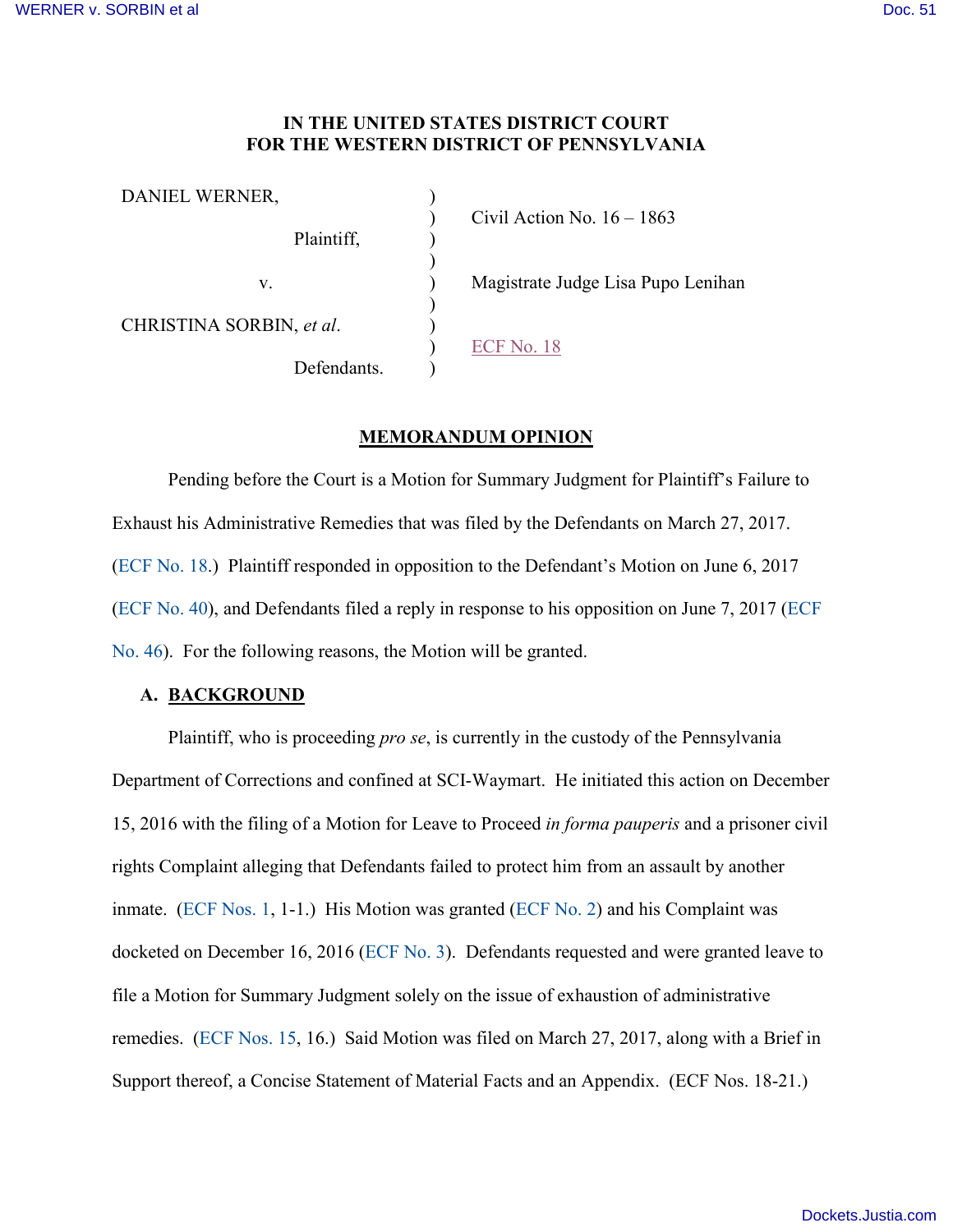**IN THE UNITED STATES DISTRICT COURT**
**FOR THE WESTERN DISTRICT OF PENNSYLVANIA**

| | | |
|---|---|---|
| DANIEL WERNER, | ) | |
| | ) | Civil Action No. 16 – 1863 |
| Plaintiff, | ) | |
| | ) | |
| v. | ) | Magistrate Judge Lisa Pupo Lenihan |
| | ) | |
| CHRISTINA SORBIN, *et al*. | ) | |
| | ) | ECF No. 18 |
| Defendants. | ) | |

**MEMORANDUM OPINION**

Pending before the Court is a Motion for Summary Judgment for Plaintiff's Failure to Exhaust his Administrative Remedies that was filed by the Defendants on March 27, 2017. (ECF No. 18.) Plaintiff responded in opposition to the Defendant's Motion on June 6, 2017 (ECF No. 40), and Defendants filed a reply in response to his opposition on June 7, 2017 (ECF No. 46). For the following reasons, the Motion will be granted.

**A. BACKGROUND**

Plaintiff, who is proceeding *pro se*, is currently in the custody of the Pennsylvania Department of Corrections and confined at SCI-Waymart. He initiated this action on December 15, 2016 with the filing of a Motion for Leave to Proceed *in forma pauperis* and a prisoner civil rights Complaint alleging that Defendants failed to protect him from an assault by another inmate. (ECF Nos. 1, 1-1.) His Motion was granted (ECF No. 2) and his Complaint was docketed on December 16, 2016 (ECF No. 3). Defendants requested and were granted leave to file a Motion for Summary Judgment solely on the issue of exhaustion of administrative remedies. (ECF Nos. 15, 16.) Said Motion was filed on March 27, 2017, along with a Brief in Support thereof, a Concise Statement of Material Facts and an Appendix. (ECF Nos. 18-21.)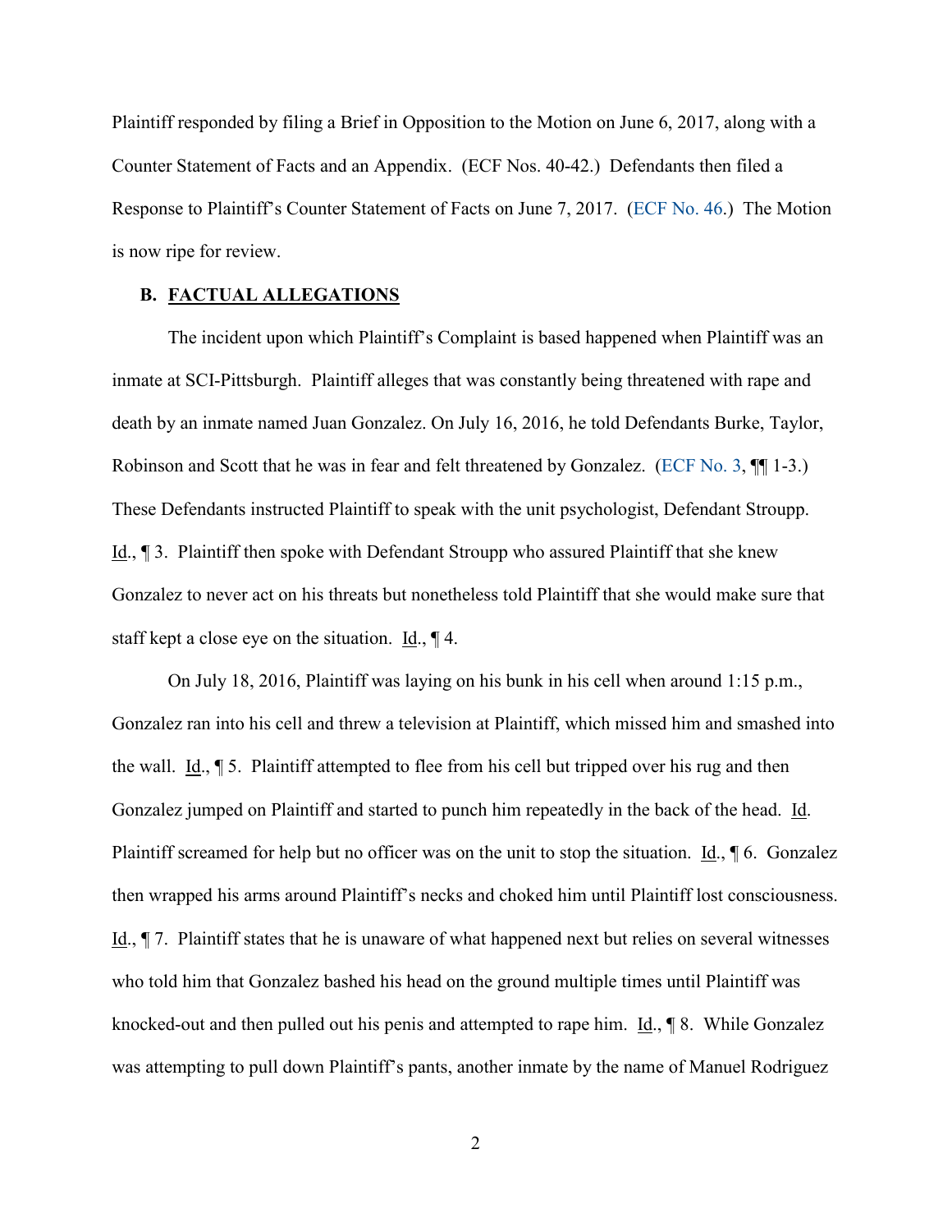Plaintiff responded by filing a Brief in Opposition to the Motion on June 6, 2017, along with a Counter Statement of Facts and an Appendix. (ECF Nos. 40-42.) Defendants then filed a Response to Plaintiff's Counter Statement of Facts on June 7, 2017. (ECF No. 46.) The Motion is now ripe for review.

### B. FACTUAL ALLEGATIONS

The incident upon which Plaintiff's Complaint is based happened when Plaintiff was an inmate at SCI-Pittsburgh. Plaintiff alleges that was constantly being threatened with rape and death by an inmate named Juan Gonzalez. On July 16, 2016, he told Defendants Burke, Taylor, Robinson and Scott that he was in fear and felt threatened by Gonzalez. (ECF No. 3, ¶¶ 1-3.) These Defendants instructed Plaintiff to speak with the unit psychologist, Defendant Stroupp. Id., ¶ 3. Plaintiff then spoke with Defendant Stroupp who assured Plaintiff that she knew Gonzalez to never act on his threats but nonetheless told Plaintiff that she would make sure that staff kept a close eye on the situation. Id., ¶ 4.

On July 18, 2016, Plaintiff was laying on his bunk in his cell when around 1:15 p.m., Gonzalez ran into his cell and threw a television at Plaintiff, which missed him and smashed into the wall. Id., ¶ 5. Plaintiff attempted to flee from his cell but tripped over his rug and then Gonzalez jumped on Plaintiff and started to punch him repeatedly in the back of the head. Id. Plaintiff screamed for help but no officer was on the unit to stop the situation. Id., ¶ 6. Gonzalez then wrapped his arms around Plaintiff's necks and choked him until Plaintiff lost consciousness. Id., ¶ 7. Plaintiff states that he is unaware of what happened next but relies on several witnesses who told him that Gonzalez bashed his head on the ground multiple times until Plaintiff was knocked-out and then pulled out his penis and attempted to rape him. Id., ¶ 8. While Gonzalez was attempting to pull down Plaintiff's pants, another inmate by the name of Manuel Rodriguez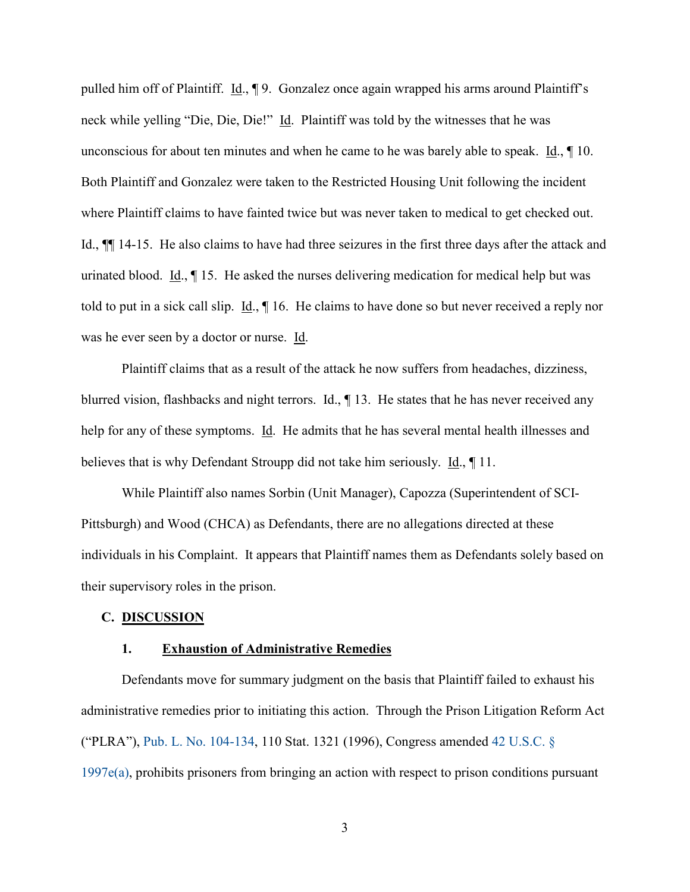pulled him off of Plaintiff. Id., ¶ 9. Gonzalez once again wrapped his arms around Plaintiff's neck while yelling "Die, Die, Die!" Id. Plaintiff was told by the witnesses that he was unconscious for about ten minutes and when he came to he was barely able to speak. Id., ¶ 10. Both Plaintiff and Gonzalez were taken to the Restricted Housing Unit following the incident where Plaintiff claims to have fainted twice but was never taken to medical to get checked out. Id., ¶¶ 14-15. He also claims to have had three seizures in the first three days after the attack and urinated blood. Id., ¶ 15. He asked the nurses delivering medication for medical help but was told to put in a sick call slip. Id., ¶ 16. He claims to have done so but never received a reply nor was he ever seen by a doctor or nurse. Id.

Plaintiff claims that as a result of the attack he now suffers from headaches, dizziness, blurred vision, flashbacks and night terrors. Id., ¶ 13. He states that he has never received any help for any of these symptoms. Id. He admits that he has several mental health illnesses and believes that is why Defendant Stroupp did not take him seriously. Id., ¶ 11.

While Plaintiff also names Sorbin (Unit Manager), Capozza (Superintendent of SCI-Pittsburgh) and Wood (CHCA) as Defendants, there are no allegations directed at these individuals in his Complaint. It appears that Plaintiff names them as Defendants solely based on their supervisory roles in the prison.

## C. DISCUSSION

### 1. Exhaustion of Administrative Remedies

Defendants move for summary judgment on the basis that Plaintiff failed to exhaust his administrative remedies prior to initiating this action. Through the Prison Litigation Reform Act ("PLRA"), Pub. L. No. 104-134, 110 Stat. 1321 (1996), Congress amended 42 U.S.C. § 1997e(a), prohibits prisoners from bringing an action with respect to prison conditions pursuant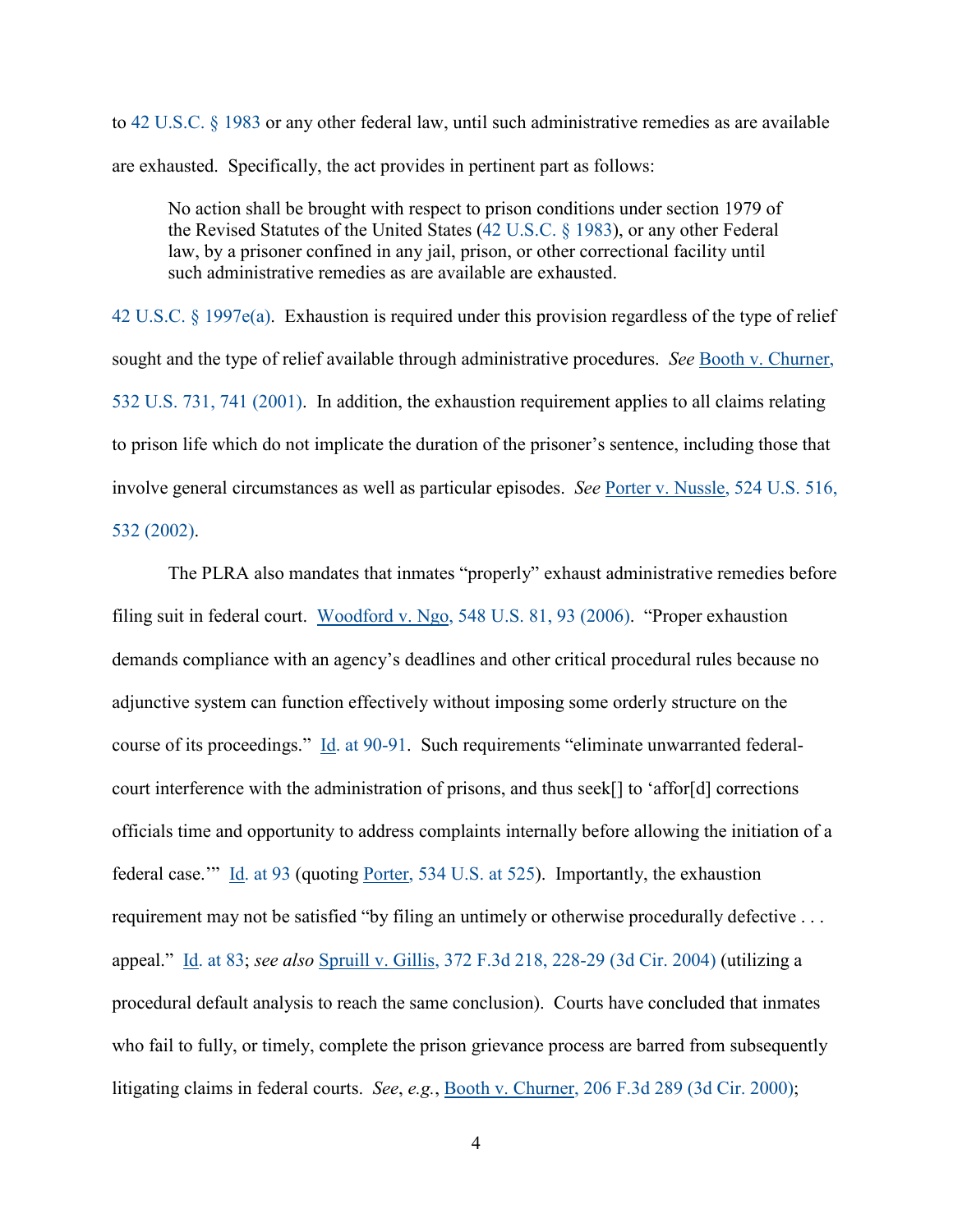to 42 U.S.C. § 1983 or any other federal law, until such administrative remedies as are available are exhausted. Specifically, the act provides in pertinent part as follows:

> No action shall be brought with respect to prison conditions under section 1979 of the Revised Statutes of the United States (42 U.S.C. § 1983), or any other Federal law, by a prisoner confined in any jail, prison, or other correctional facility until such administrative remedies as are available are exhausted.

42 U.S.C. § 1997e(a). Exhaustion is required under this provision regardless of the type of relief sought and the type of relief available through administrative procedures. *See* Booth v. Churner, 532 U.S. 731, 741 (2001). In addition, the exhaustion requirement applies to all claims relating to prison life which do not implicate the duration of the prisoner's sentence, including those that involve general circumstances as well as particular episodes. *See* Porter v. Nussle, 524 U.S. 516, 532 (2002).

The PLRA also mandates that inmates "properly" exhaust administrative remedies before filing suit in federal court. Woodford v. Ngo, 548 U.S. 81, 93 (2006). "Proper exhaustion demands compliance with an agency's deadlines and other critical procedural rules because no adjunctive system can function effectively without imposing some orderly structure on the course of its proceedings." Id. at 90-91. Such requirements "eliminate unwarranted federal-court interference with the administration of prisons, and thus seek[] to 'affor[d] corrections officials time and opportunity to address complaints internally before allowing the initiation of a federal case.'" Id. at 93 (quoting Porter, 534 U.S. at 525). Importantly, the exhaustion requirement may not be satisfied "by filing an untimely or otherwise procedurally defective . . . appeal." Id. at 83; *see also* Spruill v. Gillis, 372 F.3d 218, 228-29 (3d Cir. 2004) (utilizing a procedural default analysis to reach the same conclusion). Courts have concluded that inmates who fail to fully, or timely, complete the prison grievance process are barred from subsequently litigating claims in federal courts. *See*, *e.g.*, Booth v. Churner, 206 F.3d 289 (3d Cir. 2000);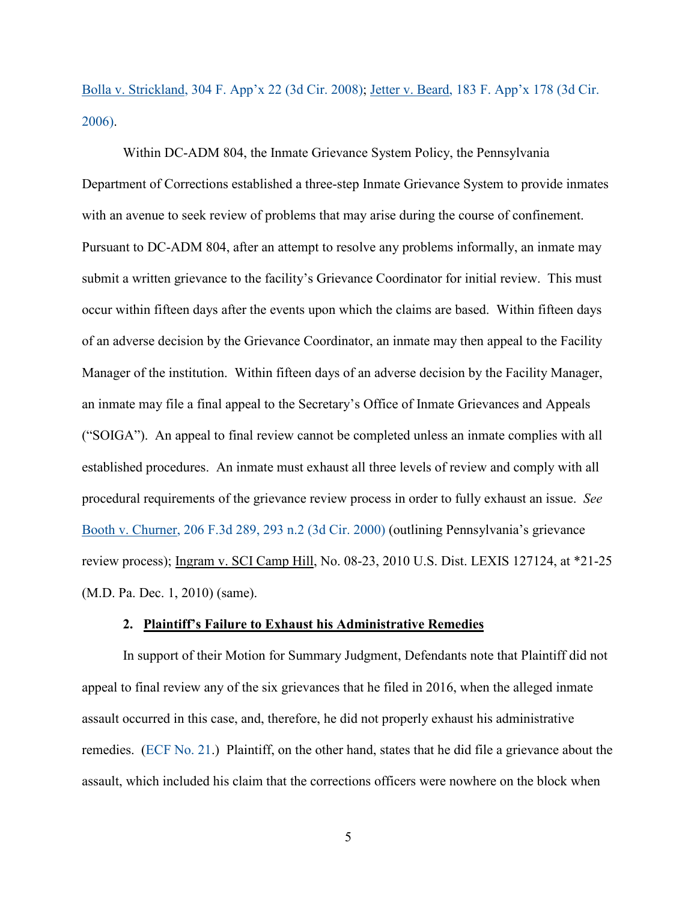Bolla v. Strickland, 304 F. App'x 22 (3d Cir. 2008); Jetter v. Beard, 183 F. App'x 178 (3d Cir. 2006).

Within DC-ADM 804, the Inmate Grievance System Policy, the Pennsylvania Department of Corrections established a three-step Inmate Grievance System to provide inmates with an avenue to seek review of problems that may arise during the course of confinement. Pursuant to DC-ADM 804, after an attempt to resolve any problems informally, an inmate may submit a written grievance to the facility's Grievance Coordinator for initial review. This must occur within fifteen days after the events upon which the claims are based. Within fifteen days of an adverse decision by the Grievance Coordinator, an inmate may then appeal to the Facility Manager of the institution. Within fifteen days of an adverse decision by the Facility Manager, an inmate may file a final appeal to the Secretary's Office of Inmate Grievances and Appeals ("SOIGA"). An appeal to final review cannot be completed unless an inmate complies with all established procedures. An inmate must exhaust all three levels of review and comply with all procedural requirements of the grievance review process in order to fully exhaust an issue. *See* Booth v. Churner, 206 F.3d 289, 293 n.2 (3d Cir. 2000) (outlining Pennsylvania's grievance review process); Ingram v. SCI Camp Hill, No. 08-23, 2010 U.S. Dist. LEXIS 127124, at *21-25 (M.D. Pa. Dec. 1, 2010) (same).

**2. Plaintiff's Failure to Exhaust his Administrative Remedies**

In support of their Motion for Summary Judgment, Defendants note that Plaintiff did not appeal to final review any of the six grievances that he filed in 2016, when the alleged inmate assault occurred in this case, and, therefore, he did not properly exhaust his administrative remedies. (ECF No. 21.) Plaintiff, on the other hand, states that he did file a grievance about the assault, which included his claim that the corrections officers were nowhere on the block when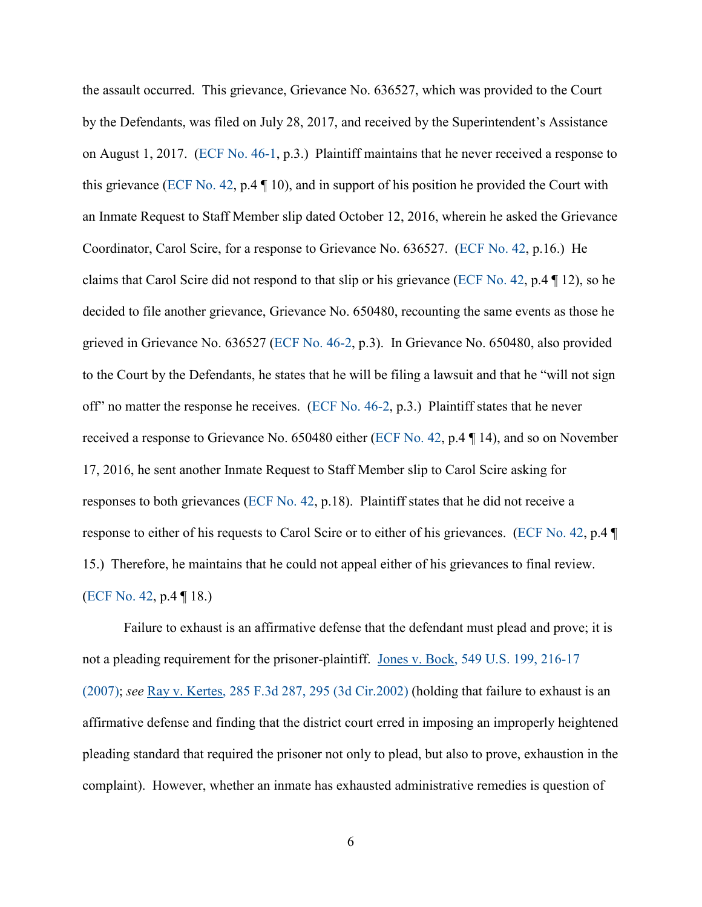the assault occurred. This grievance, Grievance No. 636527, which was provided to the Court by the Defendants, was filed on July 28, 2017, and received by the Superintendent's Assistance on August 1, 2017. (ECF No. 46-1, p.3.) Plaintiff maintains that he never received a response to this grievance (ECF No. 42, p.4 ¶ 10), and in support of his position he provided the Court with an Inmate Request to Staff Member slip dated October 12, 2016, wherein he asked the Grievance Coordinator, Carol Scire, for a response to Grievance No. 636527. (ECF No. 42, p.16.) He claims that Carol Scire did not respond to that slip or his grievance (ECF No. 42, p.4 ¶ 12), so he decided to file another grievance, Grievance No. 650480, recounting the same events as those he grieved in Grievance No. 636527 (ECF No. 46-2, p.3). In Grievance No. 650480, also provided to the Court by the Defendants, he states that he will be filing a lawsuit and that he "will not sign off" no matter the response he receives. (ECF No. 46-2, p.3.) Plaintiff states that he never received a response to Grievance No. 650480 either (ECF No. 42, p.4 ¶ 14), and so on November 17, 2016, he sent another Inmate Request to Staff Member slip to Carol Scire asking for responses to both grievances (ECF No. 42, p.18). Plaintiff states that he did not receive a response to either of his requests to Carol Scire or to either of his grievances. (ECF No. 42, p.4 ¶ 15.) Therefore, he maintains that he could not appeal either of his grievances to final review. (ECF No. 42, p.4 ¶ 18.)

Failure to exhaust is an affirmative defense that the defendant must plead and prove; it is not a pleading requirement for the prisoner-plaintiff. Jones v. Bock, 549 U.S. 199, 216-17 (2007); *see* Ray v. Kertes, 285 F.3d 287, 295 (3d Cir.2002) (holding that failure to exhaust is an affirmative defense and finding that the district court erred in imposing an improperly heightened pleading standard that required the prisoner not only to plead, but also to prove, exhaustion in the complaint). However, whether an inmate has exhausted administrative remedies is question of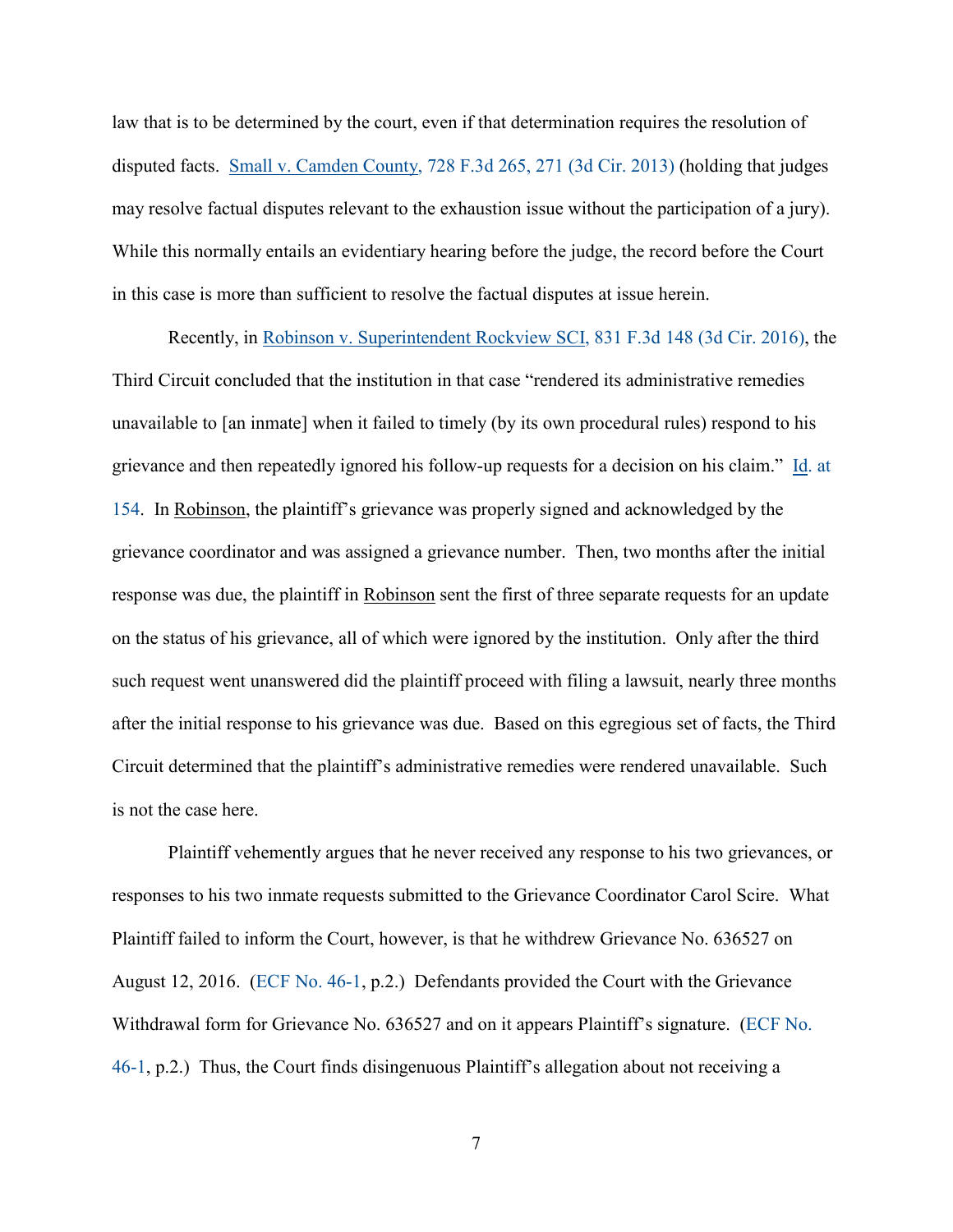law that is to be determined by the court, even if that determination requires the resolution of disputed facts. Small v. Camden County, 728 F.3d 265, 271 (3d Cir. 2013) (holding that judges may resolve factual disputes relevant to the exhaustion issue without the participation of a jury). While this normally entails an evidentiary hearing before the judge, the record before the Court in this case is more than sufficient to resolve the factual disputes at issue herein.

Recently, in Robinson v. Superintendent Rockview SCI, 831 F.3d 148 (3d Cir. 2016), the Third Circuit concluded that the institution in that case "rendered its administrative remedies unavailable to [an inmate] when it failed to timely (by its own procedural rules) respond to his grievance and then repeatedly ignored his follow-up requests for a decision on his claim." Id. at 154. In Robinson, the plaintiff's grievance was properly signed and acknowledged by the grievance coordinator and was assigned a grievance number. Then, two months after the initial response was due, the plaintiff in Robinson sent the first of three separate requests for an update on the status of his grievance, all of which were ignored by the institution. Only after the third such request went unanswered did the plaintiff proceed with filing a lawsuit, nearly three months after the initial response to his grievance was due. Based on this egregious set of facts, the Third Circuit determined that the plaintiff's administrative remedies were rendered unavailable. Such is not the case here.

Plaintiff vehemently argues that he never received any response to his two grievances, or responses to his two inmate requests submitted to the Grievance Coordinator Carol Scire. What Plaintiff failed to inform the Court, however, is that he withdrew Grievance No. 636527 on August 12, 2016. (ECF No. 46-1, p.2.) Defendants provided the Court with the Grievance Withdrawal form for Grievance No. 636527 and on it appears Plaintiff's signature. (ECF No. 46-1, p.2.) Thus, the Court finds disingenuous Plaintiff's allegation about not receiving a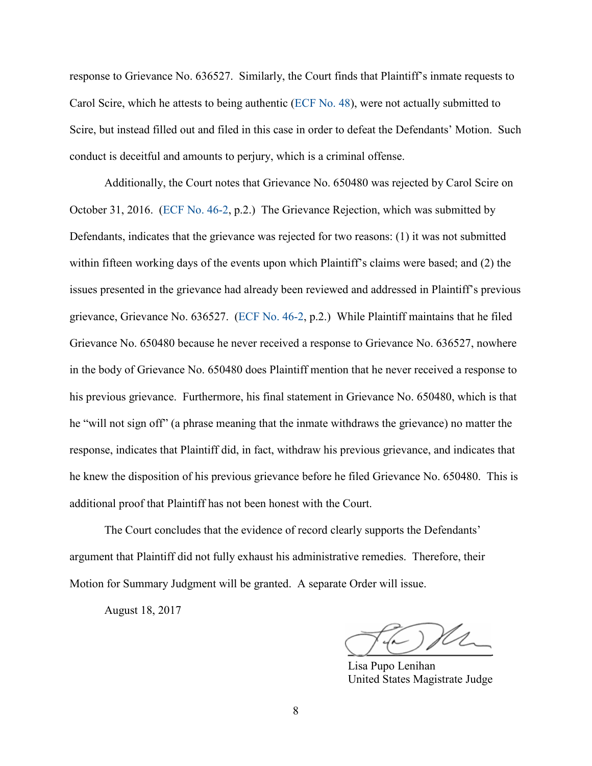response to Grievance No. 636527. Similarly, the Court finds that Plaintiff's inmate requests to Carol Scire, which he attests to being authentic (ECF No. 48), were not actually submitted to Scire, but instead filled out and filed in this case in order to defeat the Defendants' Motion. Such conduct is deceitful and amounts to perjury, which is a criminal offense.

Additionally, the Court notes that Grievance No. 650480 was rejected by Carol Scire on October 31, 2016. (ECF No. 46-2, p.2.) The Grievance Rejection, which was submitted by Defendants, indicates that the grievance was rejected for two reasons: (1) it was not submitted within fifteen working days of the events upon which Plaintiff's claims were based; and (2) the issues presented in the grievance had already been reviewed and addressed in Plaintiff's previous grievance, Grievance No. 636527. (ECF No. 46-2, p.2.) While Plaintiff maintains that he filed Grievance No. 650480 because he never received a response to Grievance No. 636527, nowhere in the body of Grievance No. 650480 does Plaintiff mention that he never received a response to his previous grievance. Furthermore, his final statement in Grievance No. 650480, which is that he "will not sign off" (a phrase meaning that the inmate withdraws the grievance) no matter the response, indicates that Plaintiff did, in fact, withdraw his previous grievance, and indicates that he knew the disposition of his previous grievance before he filed Grievance No. 650480. This is additional proof that Plaintiff has not been honest with the Court.

The Court concludes that the evidence of record clearly supports the Defendants' argument that Plaintiff did not fully exhaust his administrative remedies. Therefore, their Motion for Summary Judgment will be granted. A separate Order will issue.

August 18, 2017

Lisa Pupo Lenihan
United States Magistrate Judge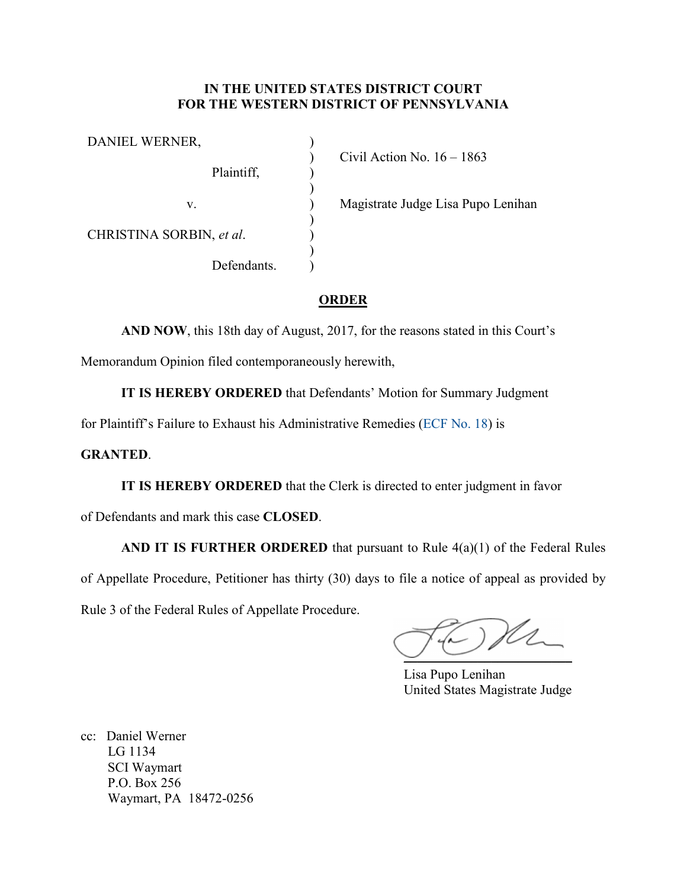**IN THE UNITED STATES DISTRICT COURT**
**FOR THE WESTERN DISTRICT OF PENNSYLVANIA**

| | | |
|---|---|---|
| DANIEL WERNER, | ) | |
| | ) | Civil Action No. 16 – 1863 |
| Plaintiff, | ) | |
| | ) | |
| v. | ) | Magistrate Judge Lisa Pupo Lenihan |
| | ) | |
| CHRISTINA SORBIN, *et al*. | ) | |
| | ) | |
| Defendants. | ) | |

**ORDER**

**AND NOW**, this 18th day of August, 2017, for the reasons stated in this Court's Memorandum Opinion filed contemporaneously herewith,

**IT IS HEREBY ORDERED** that Defendants' Motion for Summary Judgment for Plaintiff's Failure to Exhaust his Administrative Remedies (ECF No. 18) is **GRANTED**.

**IT IS HEREBY ORDERED** that the Clerk is directed to enter judgment in favor of Defendants and mark this case **CLOSED**.

**AND IT IS FURTHER ORDERED** that pursuant to Rule 4(a)(1) of the Federal Rules of Appellate Procedure, Petitioner has thirty (30) days to file a notice of appeal as provided by Rule 3 of the Federal Rules of Appellate Procedure.

Lisa Pupo Lenihan
United States Magistrate Judge

cc: Daniel Werner
LG 1134
SCI Waymart
P.O. Box 256
Waymart, PA 18472-0256